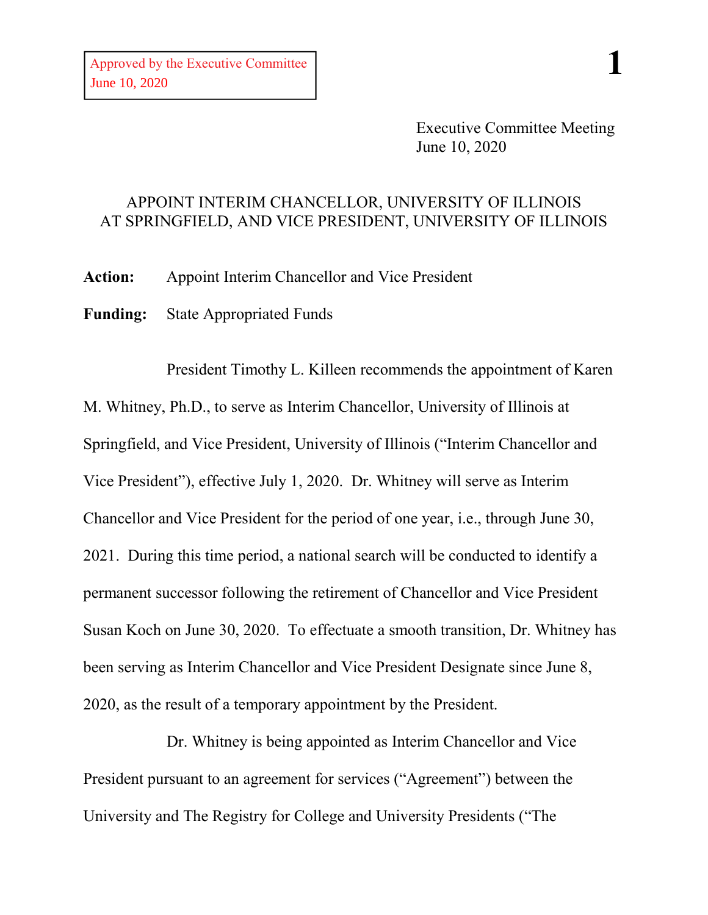Approved by the Executive Committee
June 10, 2020

Executive Committee Meeting
June 10, 2020

# APPOINT INTERIM CHANCELLOR, UNIVERSITY OF ILLINOIS AT SPRINGFIELD, AND VICE PRESIDENT, UNIVERSITY OF ILLINOIS

**Action:** Appoint Interim Chancellor and Vice President

**Funding:** State Appropriated Funds

President Timothy L. Killeen recommends the appointment of Karen M. Whitney, Ph.D., to serve as Interim Chancellor, University of Illinois at Springfield, and Vice President, University of Illinois ("Interim Chancellor and Vice President"), effective July 1, 2020. Dr. Whitney will serve as Interim Chancellor and Vice President for the period of one year, i.e., through June 30, 2021. During this time period, a national search will be conducted to identify a permanent successor following the retirement of Chancellor and Vice President Susan Koch on June 30, 2020. To effectuate a smooth transition, Dr. Whitney has been serving as Interim Chancellor and Vice President Designate since June 8, 2020, as the result of a temporary appointment by the President.

Dr. Whitney is being appointed as Interim Chancellor and Vice President pursuant to an agreement for services ("Agreement") between the University and The Registry for College and University Presidents ("The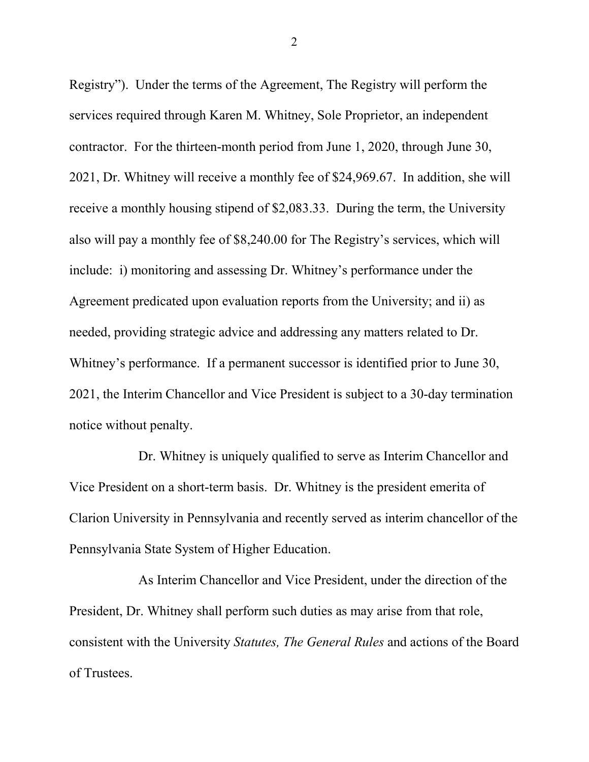Registry"). Under the terms of the Agreement, The Registry will perform the services required through Karen M. Whitney, Sole Proprietor, an independent contractor. For the thirteen-month period from June 1, 2020, through June 30, 2021, Dr. Whitney will receive a monthly fee of $24,969.67. In addition, she will receive a monthly housing stipend of $2,083.33. During the term, the University also will pay a monthly fee of $8,240.00 for The Registry's services, which will include: i) monitoring and assessing Dr. Whitney's performance under the Agreement predicated upon evaluation reports from the University; and ii) as needed, providing strategic advice and addressing any matters related to Dr. Whitney's performance. If a permanent successor is identified prior to June 30, 2021, the Interim Chancellor and Vice President is subject to a 30-day termination notice without penalty.

Dr. Whitney is uniquely qualified to serve as Interim Chancellor and Vice President on a short-term basis. Dr. Whitney is the president emerita of Clarion University in Pennsylvania and recently served as interim chancellor of the Pennsylvania State System of Higher Education.

As Interim Chancellor and Vice President, under the direction of the President, Dr. Whitney shall perform such duties as may arise from that role, consistent with the University *Statutes, The General Rules* and actions of the Board of Trustees.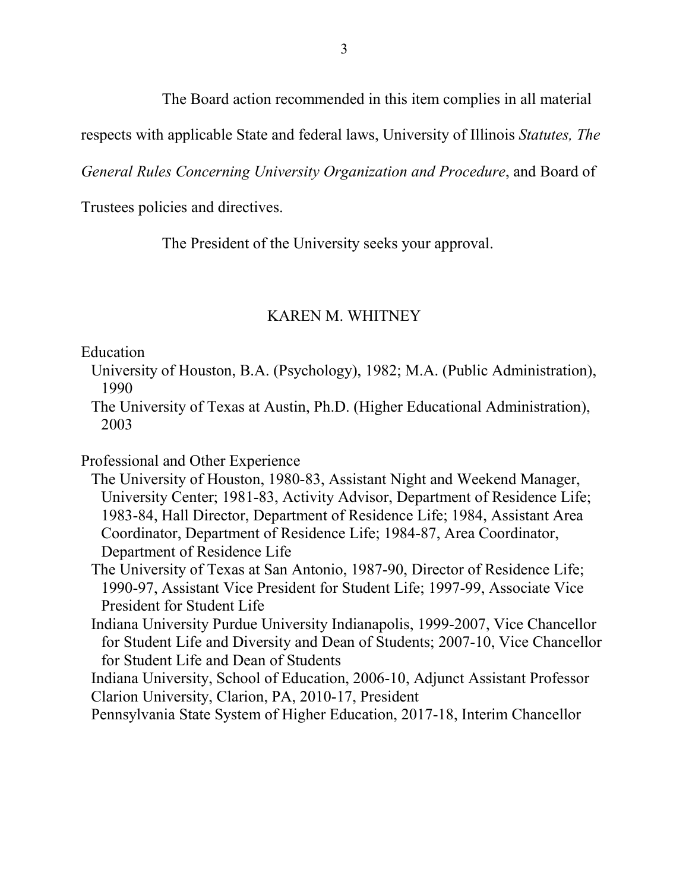The Board action recommended in this item complies in all material respects with applicable State and federal laws, University of Illinois *Statutes, The General Rules Concerning University Organization and Procedure*, and Board of Trustees policies and directives.

The President of the University seeks your approval.

## KAREN M. WHITNEY

Education

- University of Houston, B.A. (Psychology), 1982; M.A. (Public Administration), 1990
- The University of Texas at Austin, Ph.D. (Higher Educational Administration), 2003

Professional and Other Experience

- The University of Houston, 1980-83, Assistant Night and Weekend Manager, University Center; 1981-83, Activity Advisor, Department of Residence Life; 1983-84, Hall Director, Department of Residence Life; 1984, Assistant Area Coordinator, Department of Residence Life; 1984-87, Area Coordinator, Department of Residence Life
- The University of Texas at San Antonio, 1987-90, Director of Residence Life; 1990-97, Assistant Vice President for Student Life; 1997-99, Associate Vice President for Student Life
- Indiana University Purdue University Indianapolis, 1999-2007, Vice Chancellor for Student Life and Diversity and Dean of Students; 2007-10, Vice Chancellor for Student Life and Dean of Students
- Indiana University, School of Education, 2006-10, Adjunct Assistant Professor
- Clarion University, Clarion, PA, 2010-17, President
- Pennsylvania State System of Higher Education, 2017-18, Interim Chancellor